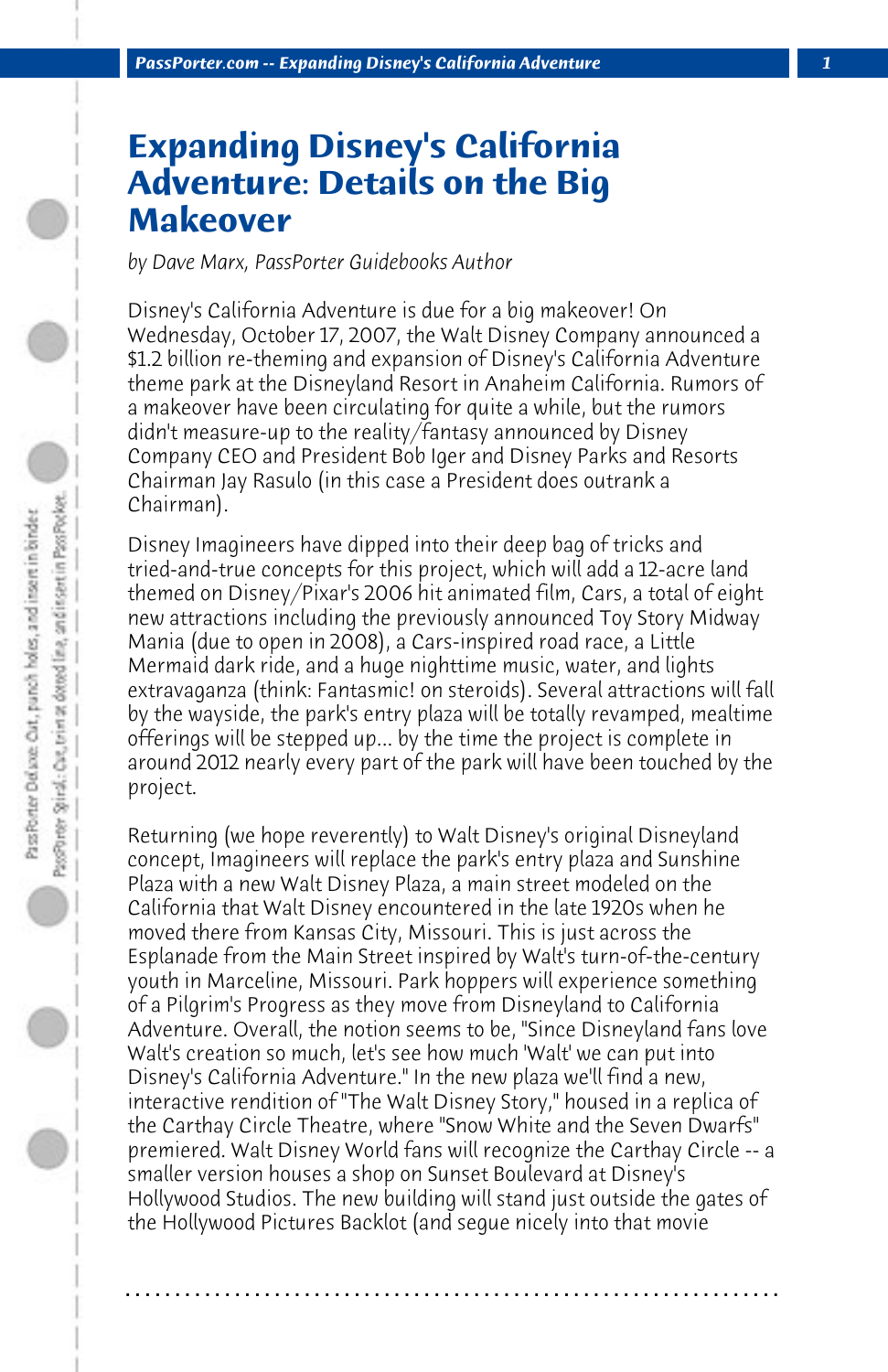# Expanding Disney's California Adventure: Details on the Big Makeover

*by Dave Marx, PassPorter Guidebooks Author*

Disney's California Adventure is due for a big makeover! On Wednesday, October 17, 2007, the Walt Disney Company announced a $1.2 billion re-theming and expansion of Disney's California Adventure theme park at the Disneyland Resort in Anaheim California. Rumors of a makeover have been circulating for quite a while, but the rumors didn't measure-up to the reality/fantasy announced by Disney Company CEO and President Bob Iger and Disney Parks and Resorts Chairman Jay Rasulo (in this case a President does outrank a Chairman).

Disney Imagineers have dipped into their deep bag of tricks and tried-and-true concepts for this project, which will add a 12-acre land themed on Disney/Pixar's 2006 hit animated film, Cars, a total of eight new attractions including the previously announced Toy Story Midway Mania (due to open in 2008), a Cars-inspired road race, a Little Mermaid dark ride, and a huge nighttime music, water, and lights extravaganza (think: Fantasmic! on steroids). Several attractions will fall by the wayside, the park's entry plaza will be totally revamped, mealtime offerings will be stepped up... by the time the project is complete in around 2012 nearly every part of the park will have been touched by the project.

Returning (we hope reverently) to Walt Disney's original Disneyland concept, Imagineers will replace the park's entry plaza and Sunshine Plaza with a new Walt Disney Plaza, a main street modeled on the California that Walt Disney encountered in the late 1920s when he moved there from Kansas City, Missouri. This is just across the Esplanade from the Main Street inspired by Walt's turn-of-the-century youth in Marceline, Missouri. Park hoppers will experience something of a Pilgrim's Progress as they move from Disneyland to California Adventure. Overall, the notion seems to be, "Since Disneyland fans love Walt's creation so much, let's see how much 'Walt' we can put into Disney's California Adventure." In the new plaza we'll find a new, interactive rendition of "The Walt Disney Story," housed in a replica of the Carthay Circle Theatre, where "Snow White and the Seven Dwarfs" premiered. Walt Disney World fans will recognize the Carthay Circle -- a smaller version houses a shop on Sunset Boulevard at Disney's Hollywood Studios. The new building will stand just outside the gates of the Hollywood Pictures Backlot (and segue nicely into that movie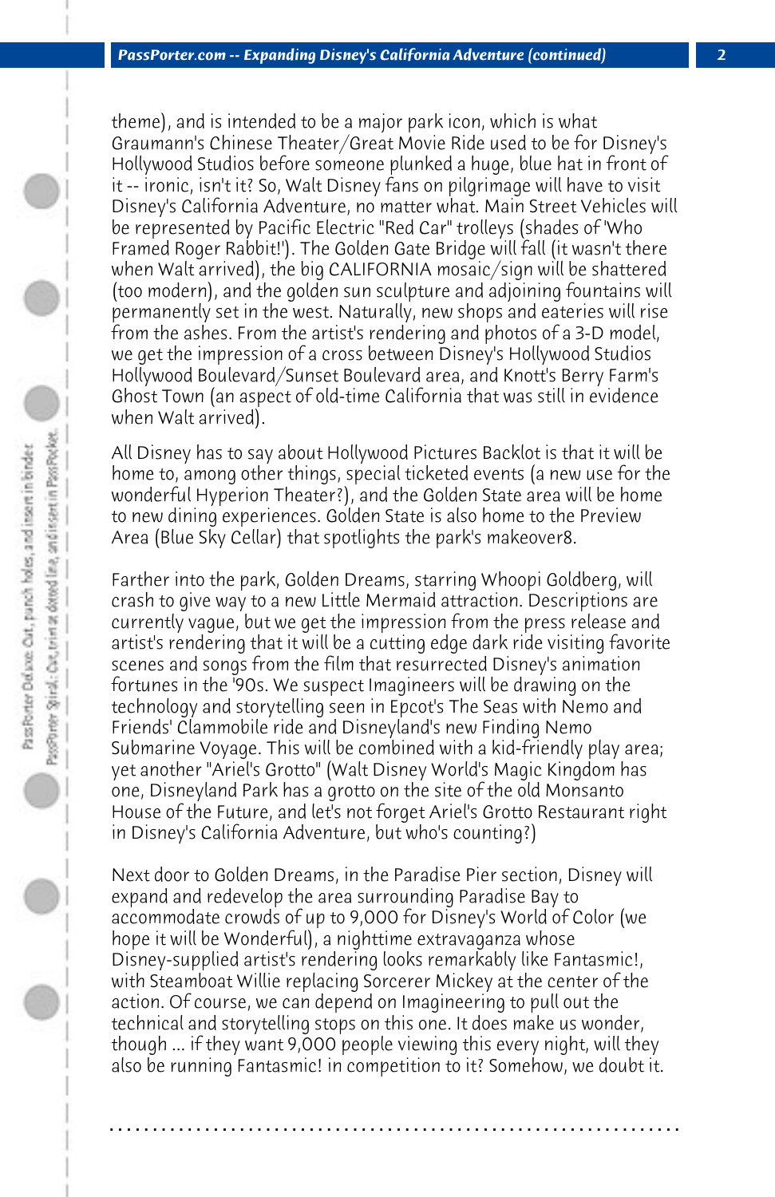theme), and is intended to be a major park icon, which is what Graumann's Chinese Theater/Great Movie Ride used to be for Disney's Hollywood Studios before someone plunked a huge, blue hat in front of it -- ironic, isn't it? So, Walt Disney fans on pilgrimage will have to visit Disney's California Adventure, no matter what. Main Street Vehicles will be represented by Pacific Electric "Red Car" trolleys (shades of 'Who Framed Roger Rabbit!'). The Golden Gate Bridge will fall (it wasn't there when Walt arrived), the big CALIFORNIA mosaic/sign will be shattered (too modern), and the golden sun sculpture and adjoining fountains will permanently set in the west. Naturally, new shops and eateries will rise from the ashes. From the artist's rendering and photos of a 3-D model, we get the impression of a cross between Disney's Hollywood Studios Hollywood Boulevard/Sunset Boulevard area, and Knott's Berry Farm's Ghost Town (an aspect of old-time California that was still in evidence when Walt arrived).

All Disney has to say about Hollywood Pictures Backlot is that it will be home to, among other things, special ticketed events (a new use for the wonderful Hyperion Theater?), and the Golden State area will be home to new dining experiences. Golden State is also home to the Preview Area (Blue Sky Cellar) that spotlights the park's makeover8.

Farther into the park, Golden Dreams, starring Whoopi Goldberg, will crash to give way to a new Little Mermaid attraction. Descriptions are currently vague, but we get the impression from the press release and artist's rendering that it will be a cutting edge dark ride visiting favorite scenes and songs from the film that resurrected Disney's animation fortunes in the '90s. We suspect Imagineers will be drawing on the technology and storytelling seen in Epcot's The Seas with Nemo and Friends' Clammobile ride and Disneyland's new Finding Nemo Submarine Voyage. This will be combined with a kid-friendly play area; yet another "Ariel's Grotto" (Walt Disney World's Magic Kingdom has one, Disneyland Park has a grotto on the site of the old Monsanto House of the Future, and let's not forget Ariel's Grotto Restaurant right in Disney's California Adventure, but who's counting?)

Next door to Golden Dreams, in the Paradise Pier section, Disney will expand and redevelop the area surrounding Paradise Bay to accommodate crowds of up to 9,000 for Disney's World of Color (we hope it will be Wonderful), a nighttime extravaganza whose Disney-supplied artist's rendering looks remarkably like Fantasmic!, with Steamboat Willie replacing Sorcerer Mickey at the center of the action. Of course, we can depend on Imagineering to pull out the technical and storytelling stops on this one. It does make us wonder, though ... if they want 9,000 people viewing this every night, will they also be running Fantasmic! in competition to it? Somehow, we doubt it.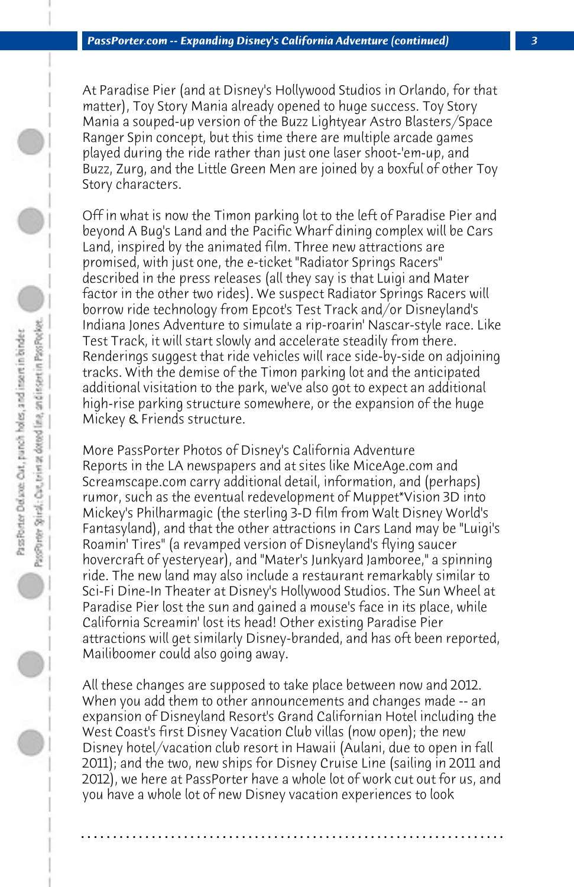At Paradise Pier (and at Disney's Hollywood Studios in Orlando, for that matter), Toy Story Mania already opened to huge success. Toy Story Mania a souped-up version of the Buzz Lightyear Astro Blasters/Space Ranger Spin concept, but this time there are multiple arcade games played during the ride rather than just one laser shoot-'em-up, and Buzz, Zurg, and the Little Green Men are joined by a boxful of other Toy Story characters.

Off in what is now the Timon parking lot to the left of Paradise Pier and beyond A Bug's Land and the Pacific Wharf dining complex will be Cars Land, inspired by the animated film. Three new attractions are promised, with just one, the e-ticket "Radiator Springs Racers" described in the press releases (all they say is that Luigi and Mater factor in the other two rides). We suspect Radiator Springs Racers will borrow ride technology from Epcot's Test Track and/or Disneyland's Indiana Jones Adventure to simulate a rip-roarin' Nascar-style race. Like Test Track, it will start slowly and accelerate steadily from there. Renderings suggest that ride vehicles will race side-by-side on adjoining tracks. With the demise of the Timon parking lot and the anticipated additional visitation to the park, we've also got to expect an additional high-rise parking structure somewhere, or the expansion of the huge Mickey & Friends structure.

More PassPorter Photos of Disney's California Adventure
Reports in the LA newspapers and at sites like MiceAge.com and Screamscape.com carry additional detail, information, and (perhaps) rumor, such as the eventual redevelopment of Muppet*Vision 3D into Mickey's Philharmagic (the sterling 3-D film from Walt Disney World's Fantasyland), and that the other attractions in Cars Land may be "Luigi's Roamin' Tires" (a revamped version of Disneyland's flying saucer hovercraft of yesteryear), and "Mater's Junkyard Jamboree," a spinning ride. The new land may also include a restaurant remarkably similar to Sci-Fi Dine-In Theater at Disney's Hollywood Studios. The Sun Wheel at Paradise Pier lost the sun and gained a mouse's face in its place, while California Screamin' lost its head! Other existing Paradise Pier attractions will get similarly Disney-branded, and has oft been reported, Maliboomer could also going away.

All these changes are supposed to take place between now and 2012. When you add them to other announcements and changes made -- an expansion of Disneyland Resort's Grand Californian Hotel including the West Coast's first Disney Vacation Club villas (now open); the new Disney hotel/vacation club resort in Hawaii (Aulani, due to open in fall 2011); and the two, new ships for Disney Cruise Line (sailing in 2011 and 2012), we here at PassPorter have a whole lot of work cut out for us, and you have a whole lot of new Disney vacation experiences to look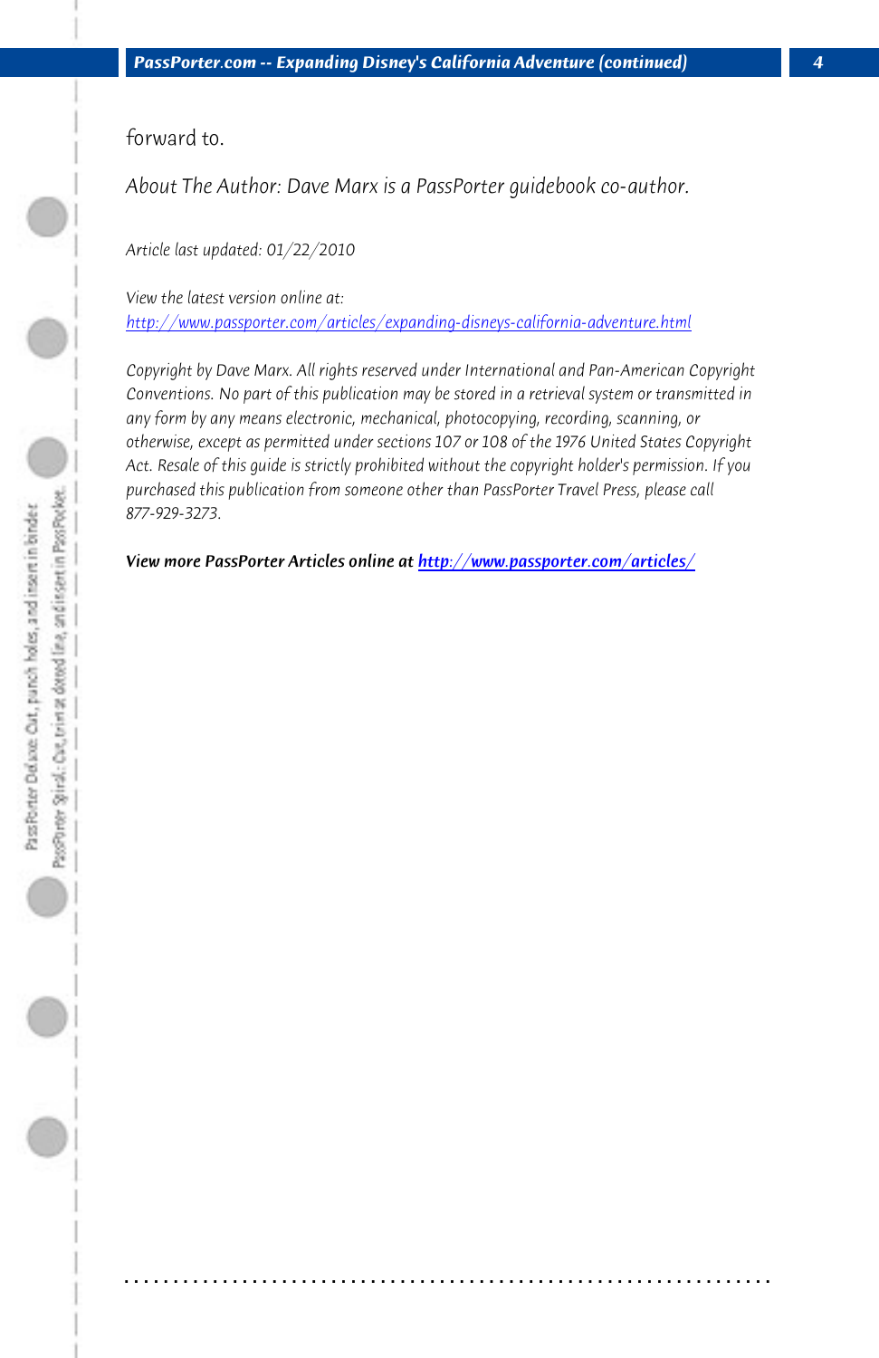forward to.

*About The Author: Dave Marx is a PassPorter guidebook co-author.*

*Article last updated: 01/22/2010*

*View the latest version online at:*
*http://www.passporter.com/articles/expanding-disneys-california-adventure.html*

*Copyright by Dave Marx. All rights reserved under International and Pan-American Copyright Conventions. No part of this publication may be stored in a retrieval system or transmitted in any form by any means electronic, mechanical, photocopying, recording, scanning, or otherwise, except as permitted under sections 107 or 108 of the 1976 United States Copyright Act. Resale of this guide is strictly prohibited without the copyright holder's permission. If you purchased this publication from someone other than PassPorter Travel Press, please call 877-929-3273.*

***View more PassPorter Articles online at http://www.passporter.com/articles/***